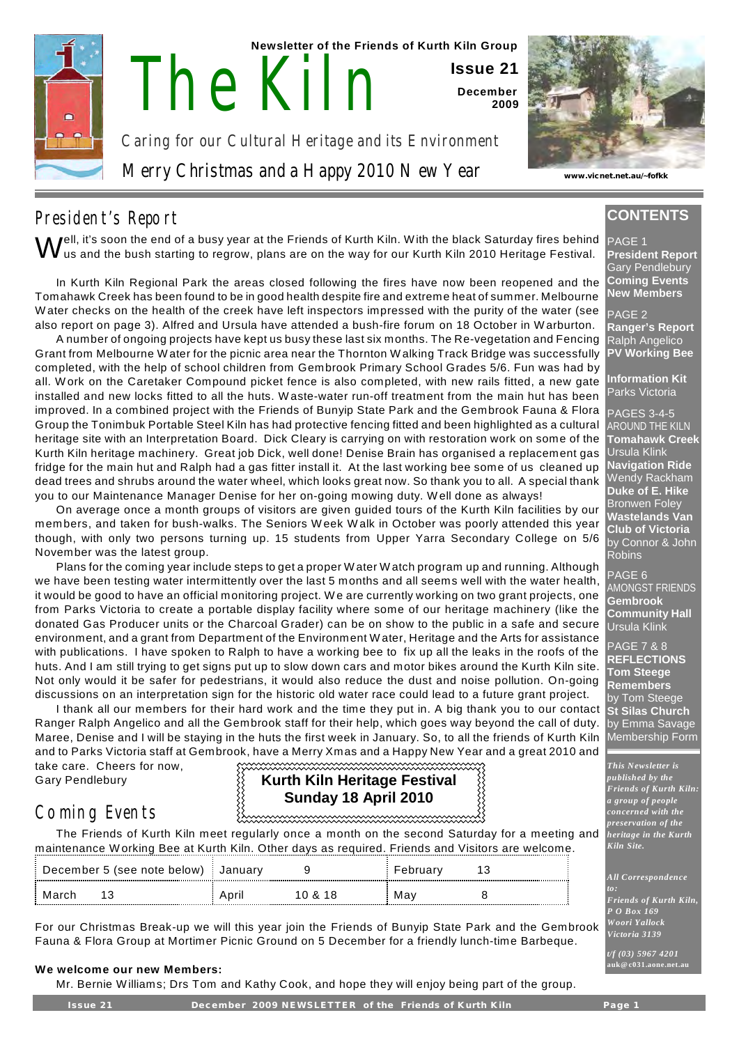Newsletter of the Friends of Kurth Kiln Group

# The Kiln

**Issue 21**

**December 2009**

Caring for our Cultural Heritage and its Environment

Merry Christmas and a Happy 2010 New Year

www.vicnet.net.au/~fofkk

## President's Report

Well, it's soon the end of a busy year at the Friends of Kurth Kiln. With the black Saturday fires behind us and the bush starting to regrow, plans are on the way for our Kurth Kiln 2010 Heritage Festival.

In Kurth Kiln Regional Park the areas closed following the fires have now been reopened and the Tomahawk Creek has been found to be in good health despite fire and extreme heat of summer. Melbourne Water checks on the health of the creek have left inspectors impressed with the purity of the water (see also report on page 3). Alfred and Ursula have attended a bush-fire forum on 18 October in Warburton.

A number of ongoing projects have kept us busy these last six months. The Re-vegetation and Fencing Grant from Melbourne Water for the picnic area near the Thornton Walking Track Bridge was successfully completed, with the help of school children from Gembrook Primary School Grades 5/6. Fun was had by all. Work on the Caretaker Compound picket fence is also completed, with new rails fitted, a new gate installed and new locks fitted to all the huts. Waste-water run-off treatment from the main hut has been improved. In a combined project with the Friends of Bunyip State Park and the Gembrook Fauna & Flora Group the Tonimbuk Portable Steel Kiln has had protective fencing fitted and been highlighted as a cultural heritage site with an Interpretation Board. Dick Cleary is carrying on with restoration work on some of the Kurth Kiln heritage machinery. Great job Dick, well done! Denise Brain has organised a replacement gas fridge for the main hut and Ralph had a gas fitter install it. At the last working bee some of us cleaned up dead trees and shrubs around the water wheel, which looks great now. So thank you to all. A special thank you to our Maintenance Manager Denise for her on-going mowing duty. Well done as always!

On average once a month groups of visitors are given guided tours of the Kurth Kiln facilities by our members, and taken for bush-walks. The Seniors Week Walk in October was poorly attended this year though, with only two persons turning up. 15 students from Upper Yarra Secondary College on 5/6 November was the latest group.

Plans for the coming year include steps to get a proper Water Watch program up and running. Although we have been testing water intermittently over the last 5 months and all seems well with the water health, it would be good to have an official monitoring project. We are currently working on two grant projects, one from Parks Victoria to create a portable display facility where some of our heritage machinery (like the donated Gas Producer units or the Charcoal Grader) can be on show to the public in a safe and secure environment, and a grant from Department of the Environment Water, Heritage and the Arts for assistance with publications. I have spoken to Ralph to have a working bee to fix up all the leaks in the roofs of the huts. And I am still trying to get signs put up to slow down cars and motor bikes around the Kurth Kiln site. Not only would it be safer for pedestrians, it would also reduce the dust and noise pollution. On-going discussions on an interpretation sign for the historic old water race could lead to a future grant project.

I thank all our members for their hard work and the time they put in. A big thank you to our contact Ranger Ralph Angelico and all the Gembrook staff for their help, which goes way beyond the call of duty. Maree, Denise and I will be staying in the huts the first week in January. So, to all the friends of Kurth Kiln and to Parks Victoria staff at Gembrook, have a Merry Xmas and a Happy New Year and a great 2010 and take care. Cheers for now,

Gary Pendlebury

**Kurth Kiln Heritage Festival**
**Sunday 18 April 2010**

## Coming Events

The Friends of Kurth Kiln meet regularly once a month on the second Saturday for a meeting and maintenance Working Bee at Kurth Kiln. Other days as required. Friends and Visitors are welcome.

| | | | | | |
|---|---|---|---|---|---|
| December 5 (see note below) | | January | 9 | February | 13 |
| March | 13 | April | 10 & 18 | May | 8 |

For our Christmas Break-up we will this year join the Friends of Bunyip State Park and the Gembrook Fauna & Flora Group at Mortimer Picnic Ground on 5 December for a friendly lunch-time Barbeque.

**We welcome our new Members:**

Mr. Bernie Williams; Drs Tom and Kathy Cook, and hope they will enjoy being part of the group.

## CONTENTS

PAGE 1
**President Report** Gary Pendlebury
**Coming Events**
**New Members**

PAGE 2
**Ranger's Report** Ralph Angelico
**PV Working Bee**

**Information Kit** Parks Victoria

PAGES 3-4-5
AROUND THE KILN
**Tomahawk Creek** Ursula Klink
**Navigation Ride** Wendy Rackham
**Duke of E. Hike** Bronwen Foley
**Wastelands Van Club of Victoria** by Connor & John Robins

PAGE 6
AMONGST FRIENDS
**Gembrook Community Hall** Ursula Klink

PAGE 7 & 8
**REFLECTIONS**
**Tom Steege Remembers** by Tom Steege
**St Silas Church** by Emma Savage
Membership Form

*This Newsletter is published by the Friends of Kurth Kiln: a group of people concerned with the preservation of the heritage in the Kurth Kiln Site.*

*All Correspondence to:*
*Friends of Kurth Kiln, P O Box 169 Woori Yallock Victoria 3139*

*t/f (03) 5967 4201*
*auk@c031.aone.net.au*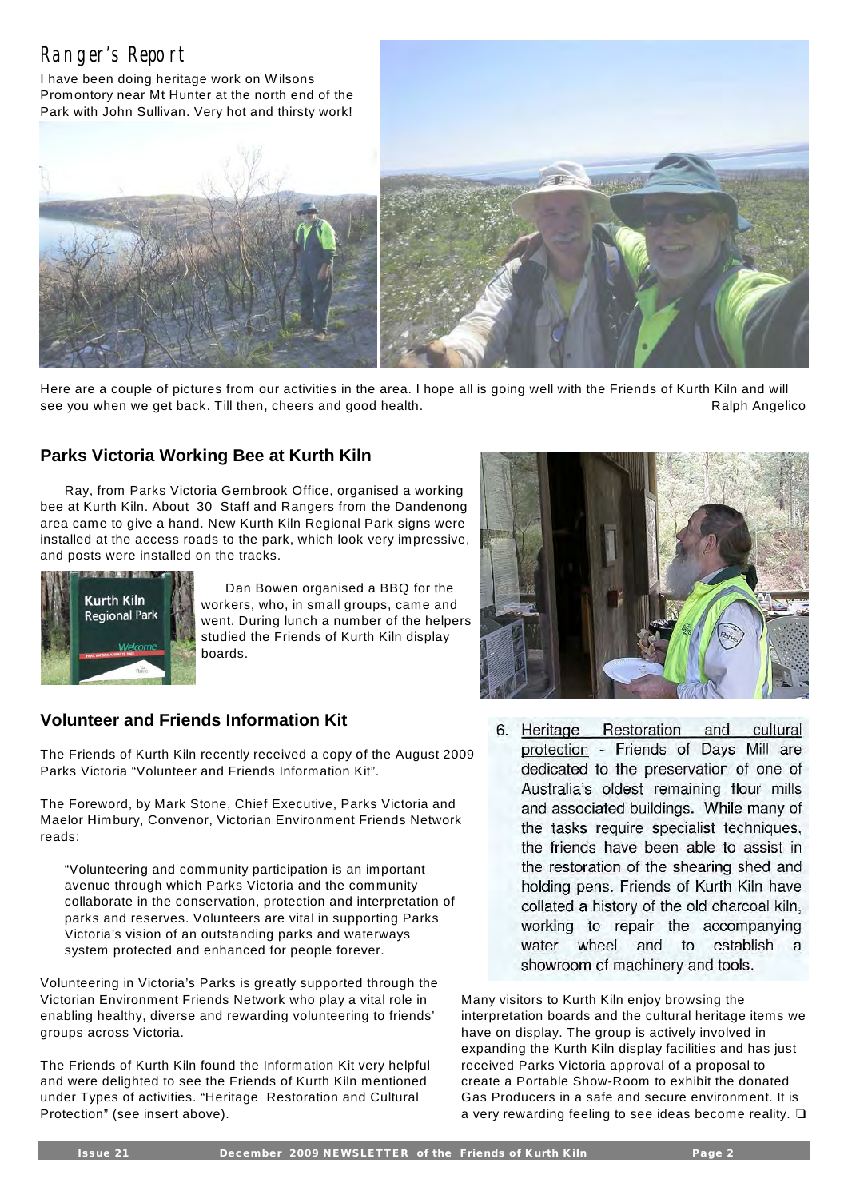# Ranger's Report

I have been doing heritage work on Wilsons Promontory near Mt Hunter at the north end of the Park with John Sullivan. Very hot and thirsty work!

Here are a couple of pictures from our activities in the area. I hope all is going well with the Friends of Kurth Kiln and will see you when we get back. Till then, cheers and good health.

Ralph Angelico

## Parks Victoria Working Bee at Kurth Kiln

Ray, from Parks Victoria Gembrook Office, organised a working bee at Kurth Kiln. About 30 Staff and Rangers from the Dandenong area came to give a hand. New Kurth Kiln Regional Park signs were installed at the access roads to the park, which look very impressive, and posts were installed on the tracks.

Dan Bowen organised a BBQ for the workers, who, in small groups, came and went. During lunch a number of the helpers studied the Friends of Kurth Kiln display boards.

## Volunteer and Friends Information Kit

The Friends of Kurth Kiln recently received a copy of the August 2009 Parks Victoria "Volunteer and Friends Information Kit".

The Foreword, by Mark Stone, Chief Executive, Parks Victoria and Maelor Himbury, Convenor, Victorian Environment Friends Network reads:

> "Volunteering and community participation is an important avenue through which Parks Victoria and the community collaborate in the conservation, protection and interpretation of parks and reserves. Volunteers are vital in supporting Parks Victoria's vision of an outstanding parks and waterways system protected and enhanced for people forever.

Volunteering in Victoria's Parks is greatly supported through the Victorian Environment Friends Network who play a vital role in enabling healthy, diverse and rewarding volunteering to friends' groups across Victoria.

The Friends of Kurth Kiln found the Information Kit very helpful and were delighted to see the Friends of Kurth Kiln mentioned under Types of activities. "Heritage Restoration and Cultural Protection" (see insert above).

6. Heritage Restoration and cultural protection - Friends of Days Mill are dedicated to the preservation of one of Australia's oldest remaining flour mills and associated buildings. While many of the tasks require specialist techniques, the friends have been able to assist in the restoration of the shearing shed and holding pens. Friends of Kurth Kiln have collated a history of the old charcoal kiln, working to repair the accompanying water wheel and to establish a showroom of machinery and tools.

Many visitors to Kurth Kiln enjoy browsing the interpretation boards and the cultural heritage items we have on display. The group is actively involved in expanding the Kurth Kiln display facilities and has just received Parks Victoria approval of a proposal to create a Portable Show-Room to exhibit the donated Gas Producers in a safe and secure environment. It is a very rewarding feeling to see ideas become reality. ❑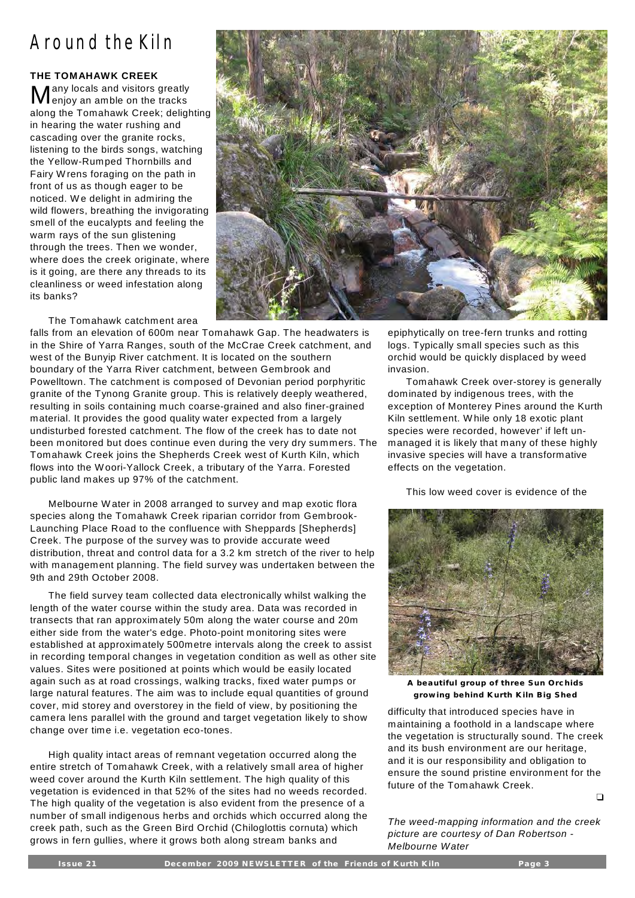# Around the Kiln

### THE TOMAHAWK CREEK

Many locals and visitors greatly enjoy an amble on the tracks along the Tomahawk Creek; delighting in hearing the water rushing and cascading over the granite rocks, listening to the birds songs, watching the Yellow-Rumped Thornbills and Fairy Wrens foraging on the path in front of us as though eager to be noticed. We delight in admiring the wild flowers, breathing the invigorating smell of the eucalypts and feeling the warm rays of the sun glistening through the trees. Then we wonder, where does the creek originate, where is it going, are there any threads to its cleanliness or weed infestation along its banks?

The Tomahawk catchment area falls from an elevation of 600m near Tomahawk Gap. The headwaters is in the Shire of Yarra Ranges, south of the McCrae Creek catchment, and west of the Bunyip River catchment. It is located on the southern boundary of the Yarra River catchment, between Gembrook and Powelltown. The catchment is composed of Devonian period porphyritic granite of the Tynong Granite group. This is relatively deeply weathered, resulting in soils containing much coarse-grained and also finer-grained material. It provides the good quality water expected from a largely undisturbed forested catchment. The flow of the creek has to date not been monitored but does continue even during the very dry summers. The Tomahawk Creek joins the Shepherds Creek west of Kurth Kiln, which flows into the Woori-Yallock Creek, a tributary of the Yarra. Forested public land makes up 97% of the catchment.

Melbourne Water in 2008 arranged to survey and map exotic flora species along the Tomahawk Creek riparian corridor from Gembrook-Launching Place Road to the confluence with Sheppards [Shepherds] Creek. The purpose of the survey was to provide accurate weed distribution, threat and control data for a 3.2 km stretch of the river to help with management planning. The field survey was undertaken between the 9th and 29th October 2008.

The field survey team collected data electronically whilst walking the length of the water course within the study area. Data was recorded in transects that ran approximately 50m along the water course and 20m either side from the water's edge. Photo-point monitoring sites were established at approximately 500metre intervals along the creek to assist in recording temporal changes in vegetation condition as well as other site values. Sites were positioned at points which would be easily located again such as at road crossings, walking tracks, fixed water pumps or large natural features. The aim was to include equal quantities of ground cover, mid storey and overstorey in the field of view, by positioning the camera lens parallel with the ground and target vegetation likely to show change over time i.e. vegetation eco-tones.

High quality intact areas of remnant vegetation occurred along the entire stretch of Tomahawk Creek, with a relatively small area of higher weed cover around the Kurth Kiln settlement. The high quality of this vegetation is evidenced in that 52% of the sites had no weeds recorded. The high quality of the vegetation is also evident from the presence of a number of small indigenous herbs and orchids which occurred along the creek path, such as the Green Bird Orchid (Chiloglottis cornuta) which grows in fern gullies, where it grows both along stream banks and epiphytically on tree-fern trunks and rotting logs. Typically small species such as this orchid would be quickly displaced by weed invasion.

Tomahawk Creek over-storey is generally dominated by indigenous trees, with the exception of Monterey Pines around the Kurth Kiln settlement. While only 18 exotic plant species were recorded, however' if left un-managed it is likely that many of these highly invasive species will have a transformative effects on the vegetation.

This low weed cover is evidence of the difficulty that introduced species have in maintaining a foothold in a landscape where the vegetation is structurally sound. The creek and its bush environment are our heritage, and it is our responsibility and obligation to ensure the sound pristine environment for the future of the Tomahawk Creek.

**A beautiful group of three Sun Orchids growing behind Kurth Kiln Big Shed**

*The weed-mapping information and the creek picture are courtesy of Dan Robertson - Melbourne Water*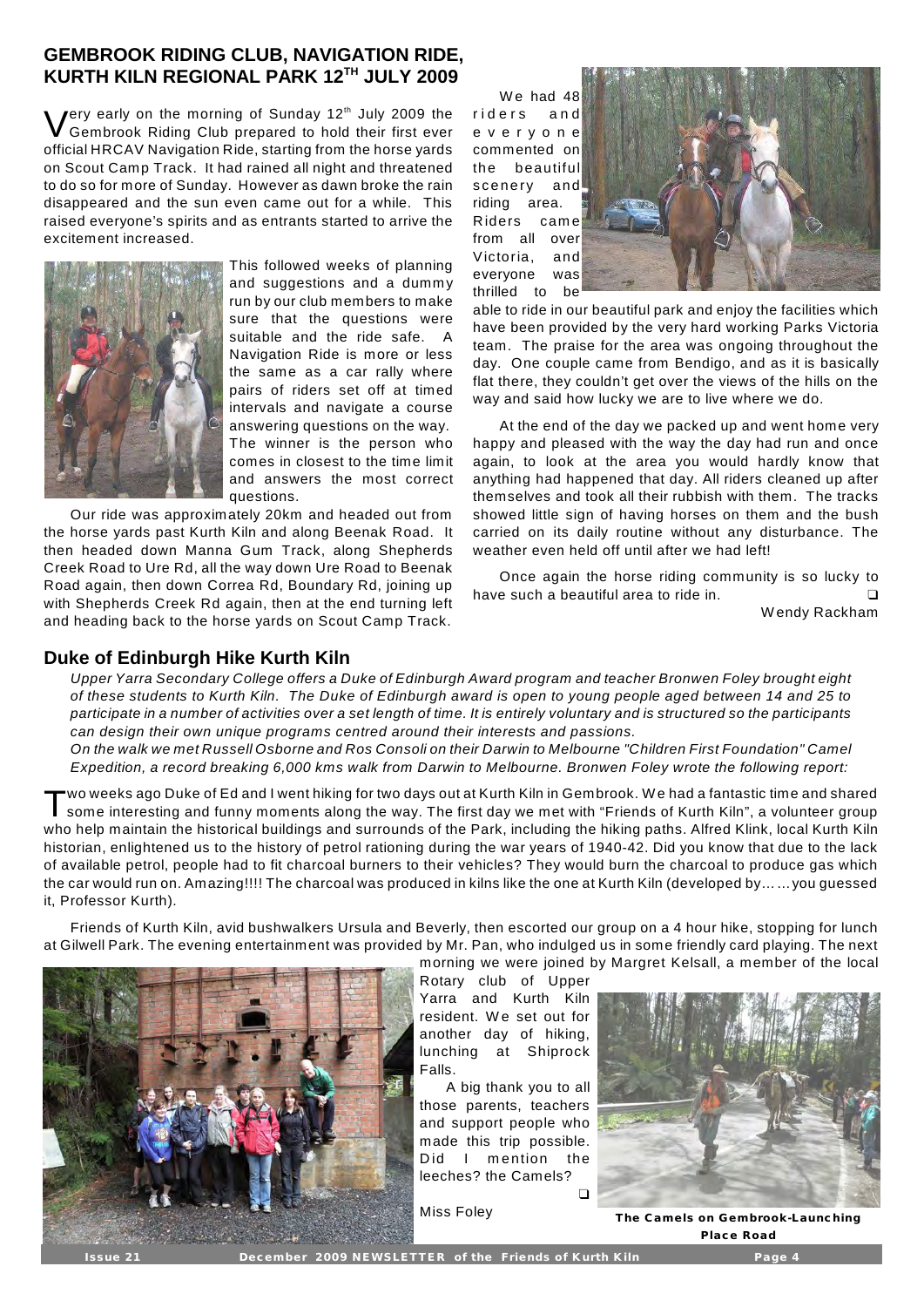## GEMBROOK RIDING CLUB, NAVIGATION RIDE, KURTH KILN REGIONAL PARK 12TH JULY 2009

Very early on the morning of Sunday 12th July 2009 the Gembrook Riding Club prepared to hold their first ever official HRCAV Navigation Ride, starting from the horse yards on Scout Camp Track. It had rained all night and threatened to do so for more of Sunday. However as dawn broke the rain disappeared and the sun even came out for a while. This raised everyone's spirits and as entrants started to arrive the excitement increased.

This followed weeks of planning and suggestions and a dummy run by our club members to make sure that the questions were suitable and the ride safe. A Navigation Ride is more or less the same as a car rally where pairs of riders set off at timed intervals and navigate a course answering questions on the way. The winner is the person who comes in closest to the time limit and answers the most correct questions.

Our ride was approximately 20km and headed out from the horse yards past Kurth Kiln and along Beenak Road. It then headed down Manna Gum Track, along Shepherds Creek Road to Ure Rd, all the way down Ure Road to Beenak Road again, then down Correa Rd, Boundary Rd, joining up with Shepherds Creek Rd again, then at the end turning left and heading back to the horse yards on Scout Camp Track.

We had 48 riders and everyone commented on the beautiful scenery and riding area. Riders came from all over Victoria, and everyone was thrilled to be able to ride in our beautiful park and enjoy the facilities which have been provided by the very hard working Parks Victoria team. The praise for the area was ongoing throughout the day. One couple came from Bendigo, and as it is basically flat there, they couldn't get over the views of the hills on the way and said how lucky we are to live where we do.

At the end of the day we packed up and went home very happy and pleased with the way the day had run and once again, to look at the area you would hardly know that anything had happened that day. All riders cleaned up after themselves and took all their rubbish with them. The tracks showed little sign of having horses on them and the bush carried on its daily routine without any disturbance. The weather even held off until after we had left!

Once again the horse riding community is so lucky to have such a beautiful area to ride in. ❑

Wendy Rackham

## Duke of Edinburgh Hike Kurth Kiln

*Upper Yarra Secondary College offers a Duke of Edinburgh Award program and teacher Bronwen Foley brought eight of these students to Kurth Kiln. The Duke of Edinburgh award is open to young people aged between 14 and 25 to participate in a number of activities over a set length of time. It is entirely voluntary and is structured so the participants can design their own unique programs centred around their interests and passions.*

*On the walk we met Russell Osborne and Ros Consoli on their Darwin to Melbourne "Children First Foundation" Camel Expedition, a record breaking 6,000 kms walk from Darwin to Melbourne. Bronwen Foley wrote the following report:*

Two weeks ago Duke of Ed and I went hiking for two days out at Kurth Kiln in Gembrook. We had a fantastic time and shared some interesting and funny moments along the way. The first day we met with "Friends of Kurth Kiln", a volunteer group who help maintain the historical buildings and surrounds of the Park, including the hiking paths. Alfred Klink, local Kurth Kiln historian, enlightened us to the history of petrol rationing during the war years of 1940-42. Did you know that due to the lack of available petrol, people had to fit charcoal burners to their vehicles? They would burn the charcoal to produce gas which the car would run on. Amazing!!!! The charcoal was produced in kilns like the one at Kurth Kiln (developed by……you guessed it, Professor Kurth).

Friends of Kurth Kiln, avid bushwalkers Ursula and Beverly, then escorted our group on a 4 hour hike, stopping for lunch at Gilwell Park. The evening entertainment was provided by Mr. Pan, who indulged us in some friendly card playing. The next morning we were joined by Margret Kelsall, a member of the local Rotary club of Upper Yarra and Kurth Kiln resident. We set out for another day of hiking, lunching at Shiprock Falls.

A big thank you to all those parents, teachers and support people who made this trip possible. Did I mention the leeches? the Camels? ❑

Miss Foley

**The Camels on Gembrook-Launching Place Road**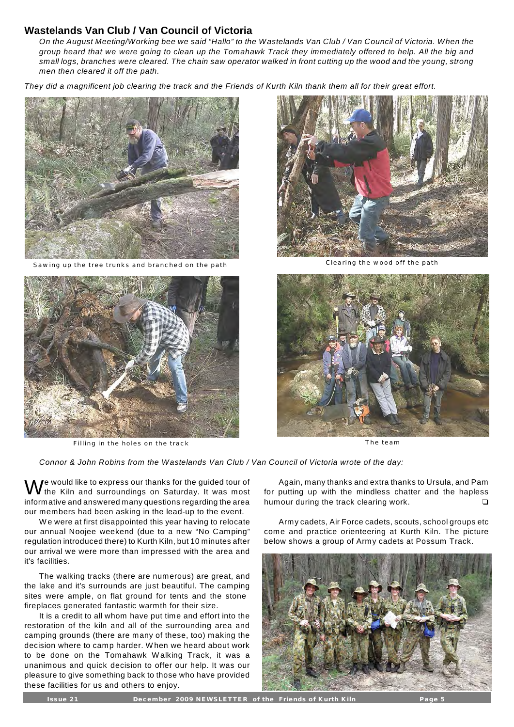## Wastelands Van Club / Van Council of Victoria

*On the August Meeting/Working bee we said "Hallo" to the Wastelands Van Club / Van Council of Victoria. When the group heard that we were going to clean up the Tomahawk Track they immediately offered to help. All the big and small logs, branches were cleared. The chain saw operator walked in front cutting up the wood and the young, strong men then cleared it off the path.*

*They did a magnificent job clearing the track and the Friends of Kurth Kiln thank them all for their great effort.*

Sawing up the tree trunks and branched on the path

Clearing the wood off the path

Filling in the holes on the track

The team

*Connor & John Robins from the Wastelands Van Club / Van Council of Victoria wrote of the day:*

We would like to express our thanks for the guided tour of the Kiln and surroundings on Saturday. It was most informative and answered many questions regarding the area our members had been asking in the lead-up to the event.

We were at first disappointed this year having to relocate our annual Noojee weekend (due to a new "No Camping" regulation introduced there) to Kurth Kiln, but 10 minutes after our arrival we were more than impressed with the area and it's facilities.

The walking tracks (there are numerous) are great, and the lake and it's surrounds are just beautiful. The camping sites were ample, on flat ground for tents and the stone fireplaces generated fantastic warmth for their size.

It is a credit to all whom have put time and effort into the restoration of the kiln and all of the surrounding area and camping grounds (there are many of these, too) making the decision where to camp harder. When we heard about work to be done on the Tomahawk Walking Track, it was a unanimous and quick decision to offer our help. It was our pleasure to give something back to those who have provided these facilities for us and others to enjoy.

Again, many thanks and extra thanks to Ursula, and Pam for putting up with the mindless chatter and the hapless humour during the track clearing work. ❑

Army cadets, Air Force cadets, scouts, school groups etc come and practice orienteering at Kurth Kiln. The picture below shows a group of Army cadets at Possum Track.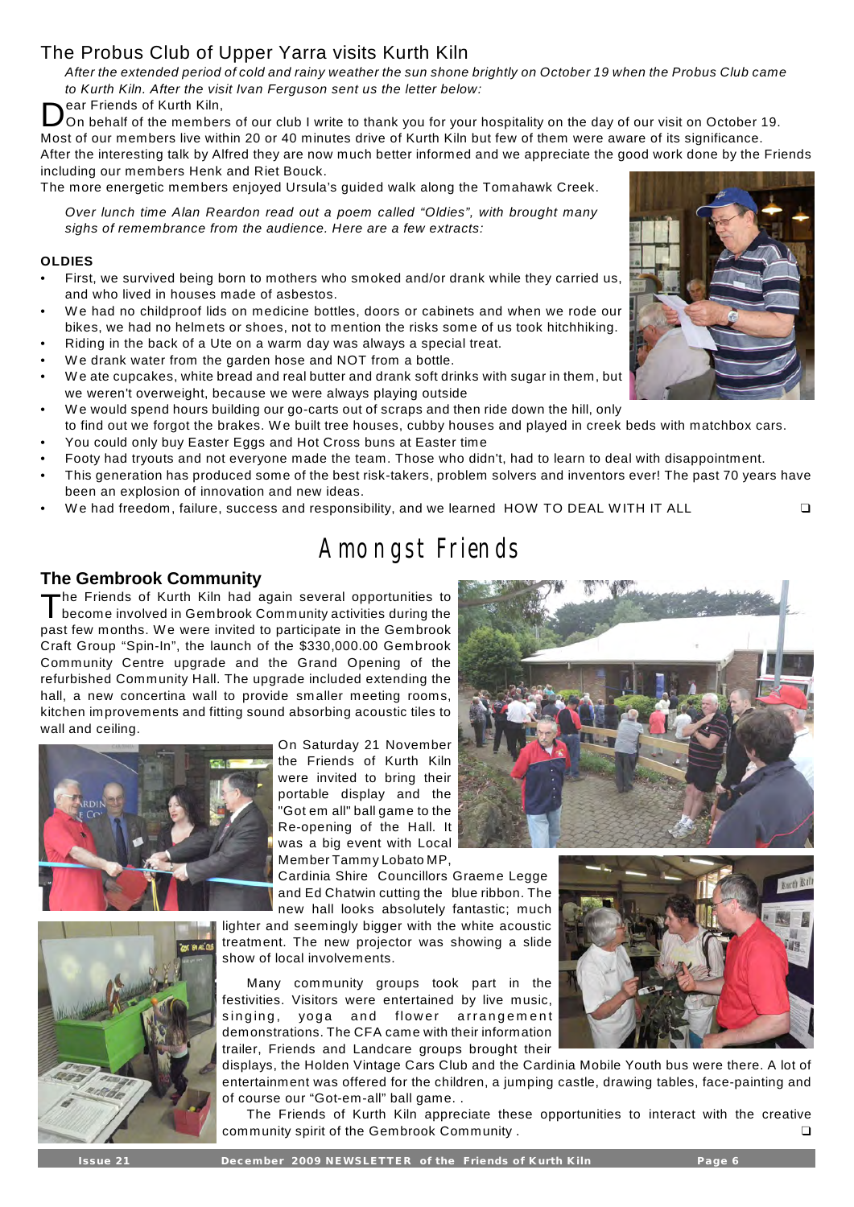## The Probus Club of Upper Yarra visits Kurth Kiln

*After the extended period of cold and rainy weather the sun shone brightly on October 19 when the Probus Club came to Kurth Kiln. After the visit Ivan Ferguson sent us the letter below:*

Dear Friends of Kurth Kiln,

On behalf of the members of our club I write to thank you for your hospitality on the day of our visit on October 19. Most of our members live within 20 or 40 minutes drive of Kurth Kiln but few of them were aware of its significance. After the interesting talk by Alfred they are now much better informed and we appreciate the good work done by the Friends including our members Henk and Riet Bouck.

The more energetic members enjoyed Ursula's guided walk along the Tomahawk Creek.

*Over lunch time Alan Reardon read out a poem called "Oldies", with brought many sighs of remembrance from the audience. Here are a few extracts:*

**OLDIES**

- First, we survived being born to mothers who smoked and/or drank while they carried us, and who lived in houses made of asbestos.
- We had no childproof lids on medicine bottles, doors or cabinets and when we rode our bikes, we had no helmets or shoes, not to mention the risks some of us took hitchhiking.
- Riding in the back of a Ute on a warm day was always a special treat.
- We drank water from the garden hose and NOT from a bottle.
- We ate cupcakes, white bread and real butter and drank soft drinks with sugar in them, but we weren't overweight, because we were always playing outside
- We would spend hours building our go-carts out of scraps and then ride down the hill, only to find out we forgot the brakes. We built tree houses, cubby houses and played in creek beds with matchbox cars.
- You could only buy Easter Eggs and Hot Cross buns at Easter time
- Footy had tryouts and not everyone made the team. Those who didn't, had to learn to deal with disappointment.
- This generation has produced some of the best risk-takers, problem solvers and inventors ever! The past 70 years have been an explosion of innovation and new ideas.
- We had freedom, failure, success and responsibility, and we learned HOW TO DEAL WITH IT ALL ❑

# Amongst Friends

## The Gembrook Community

The Friends of Kurth Kiln had again several opportunities to become involved in Gembrook Community activities during the past few months. We were invited to participate in the Gembrook Craft Group "Spin-In", the launch of the $330,000.00 Gembrook Community Centre upgrade and the Grand Opening of the refurbished Community Hall. The upgrade included extending the hall, a new concertina wall to provide smaller meeting rooms, kitchen improvements and fitting sound absorbing acoustic tiles to wall and ceiling.

On Saturday 21 November the Friends of Kurth Kiln were invited to bring their portable display and the "Got em all" ball game to the Re-opening of the Hall. It was a big event with Local Member Tammy Lobato MP, Cardinia Shire Councillors Graeme Legge and Ed Chatwin cutting the blue ribbon. The new hall looks absolutely fantastic; much lighter and seemingly bigger with the white acoustic treatment. The new projector was showing a slide show of local involvements.

Many community groups took part in the festivities. Visitors were entertained by live music, singing, yoga and flower arrangement demonstrations. The CFA came with their information trailer, Friends and Landcare groups brought their displays, the Holden Vintage Cars Club and the Cardinia Mobile Youth bus were there. A lot of entertainment was offered for the children, a jumping castle, drawing tables, face-painting and of course our "Got-em-all" ball game. .

The Friends of Kurth Kiln appreciate these opportunities to interact with the creative community spirit of the Gembrook Community . ❑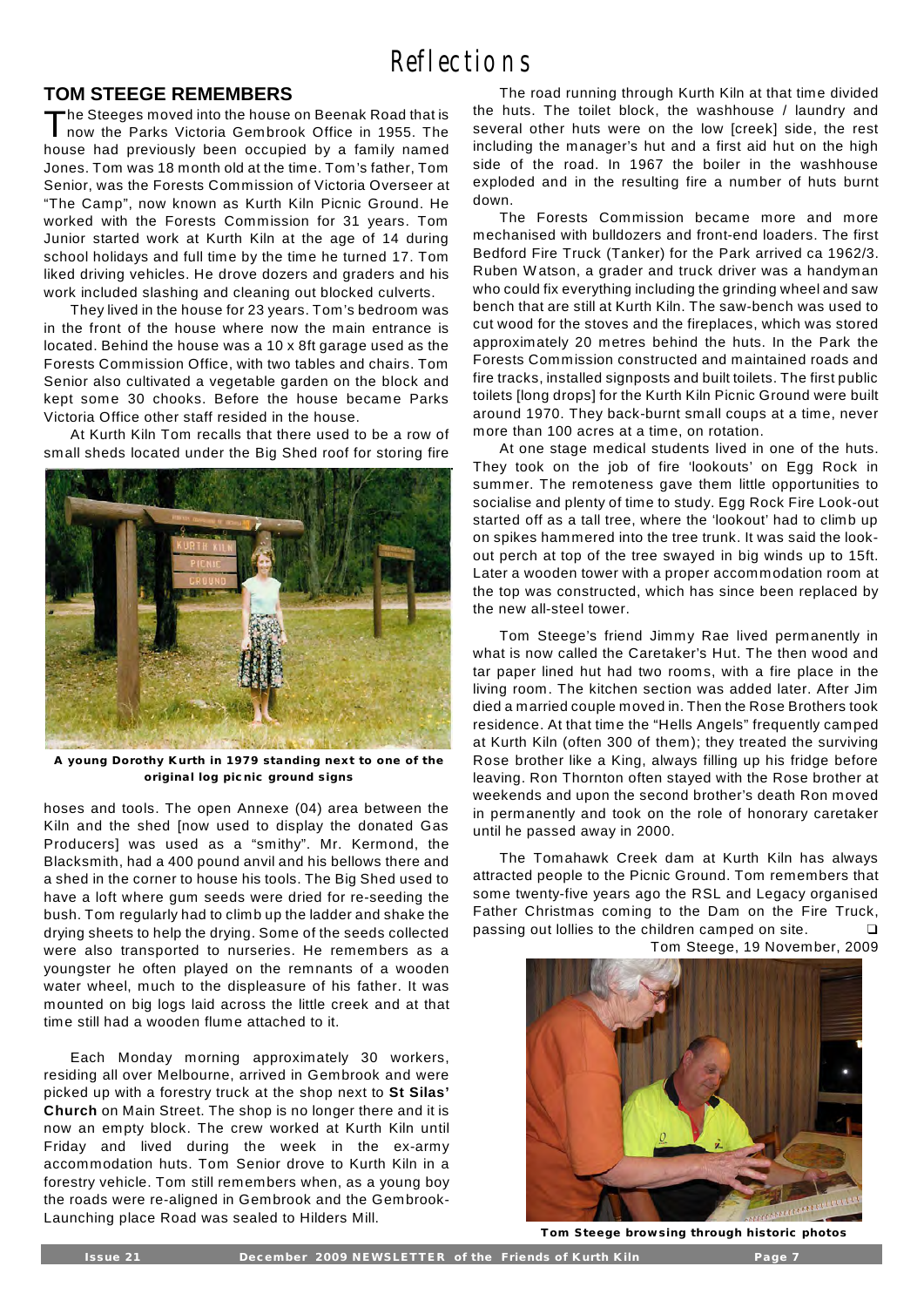# Reflections

## TOM STEEGE REMEMBERS

The Steeges moved into the house on Beenak Road that is now the Parks Victoria Gembrook Office in 1955. The house had previously been occupied by a family named Jones. Tom was 18 month old at the time. Tom's father, Tom Senior, was the Forests Commission of Victoria Overseer at "The Camp", now known as Kurth Kiln Picnic Ground. He worked with the Forests Commission for 31 years. Tom Junior started work at Kurth Kiln at the age of 14 during school holidays and full time by the time he turned 17. Tom liked driving vehicles. He drove dozers and graders and his work included slashing and cleaning out blocked culverts.

They lived in the house for 23 years. Tom's bedroom was in the front of the house where now the main entrance is located. Behind the house was a 10 x 8ft garage used as the Forests Commission Office, with two tables and chairs. Tom Senior also cultivated a vegetable garden on the block and kept some 30 chooks. Before the house became Parks Victoria Office other staff resided in the house.

At Kurth Kiln Tom recalls that there used to be a row of small sheds located under the Big Shed roof for storing fire hoses and tools. The open Annexe (04) area between the Kiln and the shed [now used to display the donated Gas Producers] was used as a "smithy". Mr. Kermond, the Blacksmith, had a 400 pound anvil and his bellows there and a shed in the corner to house his tools. The Big Shed used to have a loft where gum seeds were dried for re-seeding the bush. Tom regularly had to climb up the ladder and shake the drying sheets to help the drying. Some of the seeds collected were also transported to nurseries. He remembers as a youngster he often played on the remnants of a wooden water wheel, much to the displeasure of his father. It was mounted on big logs laid across the little creek and at that time still had a wooden flume attached to it.

**A young Dorothy Kurth in 1979 standing next to one of the original log picnic ground signs**

Each Monday morning approximately 30 workers, residing all over Melbourne, arrived in Gembrook and were picked up with a forestry truck at the shop next to **St Silas' Church** on Main Street. The shop is no longer there and it is now an empty block. The crew worked at Kurth Kiln until Friday and lived during the week in the ex-army accommodation huts. Tom Senior drove to Kurth Kiln in a forestry vehicle. Tom still remembers when, as a young boy the roads were re-aligned in Gembrook and the Gembrook-Launching place Road was sealed to Hilders Mill.

The road running through Kurth Kiln at that time divided the huts. The toilet block, the washhouse / laundry and several other huts were on the low [creek] side, the rest including the manager's hut and a first aid hut on the high side of the road. In 1967 the boiler in the washhouse exploded and in the resulting fire a number of huts burnt down.

The Forests Commission became more and more mechanised with bulldozers and front-end loaders. The first Bedford Fire Truck (Tanker) for the Park arrived ca 1962/3. Ruben Watson, a grader and truck driver was a handyman who could fix everything including the grinding wheel and saw bench that are still at Kurth Kiln. The saw-bench was used to cut wood for the stoves and the fireplaces, which was stored approximately 20 metres behind the huts. In the Park the Forests Commission constructed and maintained roads and fire tracks, installed signposts and built toilets. The first public toilets [long drops] for the Kurth Kiln Picnic Ground were built around 1970. They back-burnt small coups at a time, never more than 100 acres at a time, on rotation.

At one stage medical students lived in one of the huts. They took on the job of fire 'lookouts' on Egg Rock in summer. The remoteness gave them little opportunities to socialise and plenty of time to study. Egg Rock Fire Look-out started off as a tall tree, where the 'lookout' had to climb up on spikes hammered into the tree trunk. It was said the look-out perch at top of the tree swayed in big winds up to 15ft. Later a wooden tower with a proper accommodation room at the top was constructed, which has since been replaced by the new all-steel tower.

Tom Steege's friend Jimmy Rae lived permanently in what is now called the Caretaker's Hut. The then wood and tar paper lined hut had two rooms, with a fire place in the living room. The kitchen section was added later. After Jim died a married couple moved in. Then the Rose Brothers took residence. At that time the "Hells Angels" frequently camped at Kurth Kiln (often 300 of them); they treated the surviving Rose brother like a King, always filling up his fridge before leaving. Ron Thornton often stayed with the Rose brother at weekends and upon the second brother's death Ron moved in permanently and took on the role of honorary caretaker until he passed away in 2000.

The Tomahawk Creek dam at Kurth Kiln has always attracted people to the Picnic Ground. Tom remembers that some twenty-five years ago the RSL and Legacy organised Father Christmas coming to the Dam on the Fire Truck, passing out lollies to the children camped on site. ❑

Tom Steege, 19 November, 2009

**Tom Steege browsing through historic photos**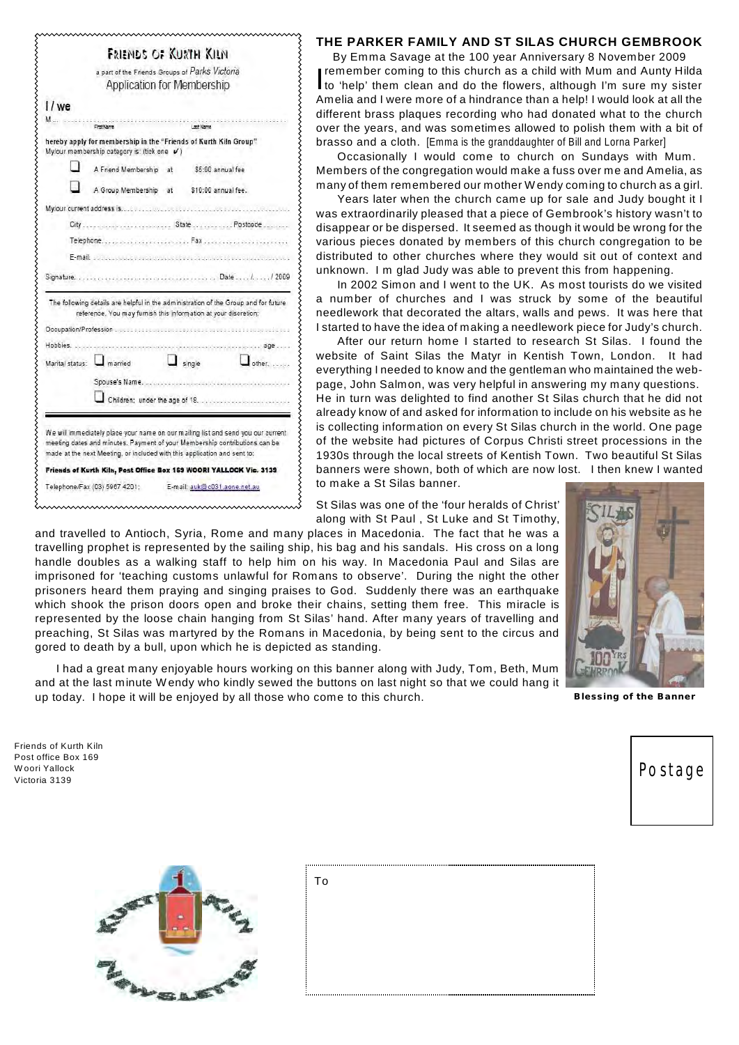# FRIENDS OF KURTH KILN

a part of the Friends Groups of *Parks Victoria*

Application for Membership

**I / we**

M... .............................................................................
First Name Last Name

**hereby apply for membership in the "Friends of Kurth Kiln Group"**
My/our membership category is: (tick one ✔)

- ☐ A Friend Membership at $5:00 annual fee
- ☐ A Group Membership at $10:00 annual fee.

My/our current address is.............................................

City ........................... State ............ Postcode .........

Telephone ........................... Fax ...........................

E-mail ...............................................................

Signature......................................... Date ...../...../ 2009

The following details are helpful in the administration of the Group and for future reference. You may furnish this information at your discretion:

Occupation/Profession .............................................

Hobbies. ............................................................ age .....

Marital status: ☐ married ☐ single ☐ other.......

Spouse's Name..............................................

☐ Children: under the age of 18. ..............................

We will immediately place your name on our mailing list and send you our current meeting dates and minutes. Payment of your Membership contributions can be made at the next Meeting, or included with this application and sent to:

**Friends of Kurth Kiln, Post Office Box 169 WOORI YALLOCK Vic. 3139**

Telephone/Fax (03) 5967 4201; E-mail: auk@c031.aone.net.au

## THE PARKER FAMILY AND ST SILAS CHURCH GEMBROOK

By Emma Savage at the 100 year Anniversary 8 November 2009

I remember coming to this church as a child with Mum and Aunty Hilda to 'help' them clean and do the flowers, although I'm sure my sister Amelia and I were more of a hindrance than a help! I would look at all the different brass plaques recording who had donated what to the church over the years, and was sometimes allowed to polish them with a bit of brasso and a cloth. [Emma is the granddaughter of Bill and Lorna Parker]

Occasionally I would come to church on Sundays with Mum. Members of the congregation would make a fuss over me and Amelia, as many of them remembered our mother Wendy coming to church as a girl.

Years later when the church came up for sale and Judy bought it I was extraordinarily pleased that a piece of Gembrook's history wasn't to disappear or be dispersed. It seemed as though it would be wrong for the various pieces donated by members of this church congregation to be distributed to other churches where they would sit out of context and unknown. I m glad Judy was able to prevent this from happening.

In 2002 Simon and I went to the UK. As most tourists do we visited a number of churches and I was struck by some of the beautiful needlework that decorated the altars, walls and pews. It was here that I started to have the idea of making a needlework piece for Judy's church.

After our return home I started to research St Silas. I found the website of Saint Silas the Matyr in Kentish Town, London. It had everything I needed to know and the gentleman who maintained the web-page, John Salmon, was very helpful in answering my many questions. He in turn was delighted to find another St Silas church that he did not already know of and asked for information to include on his website as he is collecting information on every St Silas church in the world. One page of the website had pictures of Corpus Christi street processions in the 1930s through the local streets of Kentish Town. Two beautiful St Silas banners were shown, both of which are now lost. I then knew I wanted to make a St Silas banner.

St Silas was one of the 'four heralds of Christ' along with St Paul , St Luke and St Timothy, and travelled to Antioch, Syria, Rome and many places in Macedonia. The fact that he was a travelling prophet is represented by the sailing ship, his bag and his sandals. His cross on a long handle doubles as a walking staff to help him on his way. In Macedonia Paul and Silas are imprisoned for 'teaching customs unlawful for Romans to observe'. During the night the other prisoners heard them praying and singing praises to God. Suddenly there was an earthquake which shook the prison doors open and broke their chains, setting them free. This miracle is represented by the loose chain hanging from St Silas' hand. After many years of travelling and preaching, St Silas was martyred by the Romans in Macedonia, by being sent to the circus and gored to death by a bull, upon which he is depicted as standing.

I had a great many enjoyable hours working on this banner along with Judy, Tom, Beth, Mum and at the last minute Wendy who kindly sewed the buttons on last night so that we could hang it up today. I hope it will be enjoyed by all those who come to this church.

**Blessing of the Banner**

Friends of Kurth Kiln
Post office Box 169
Woori Yallock
Victoria 3139

Postage

To